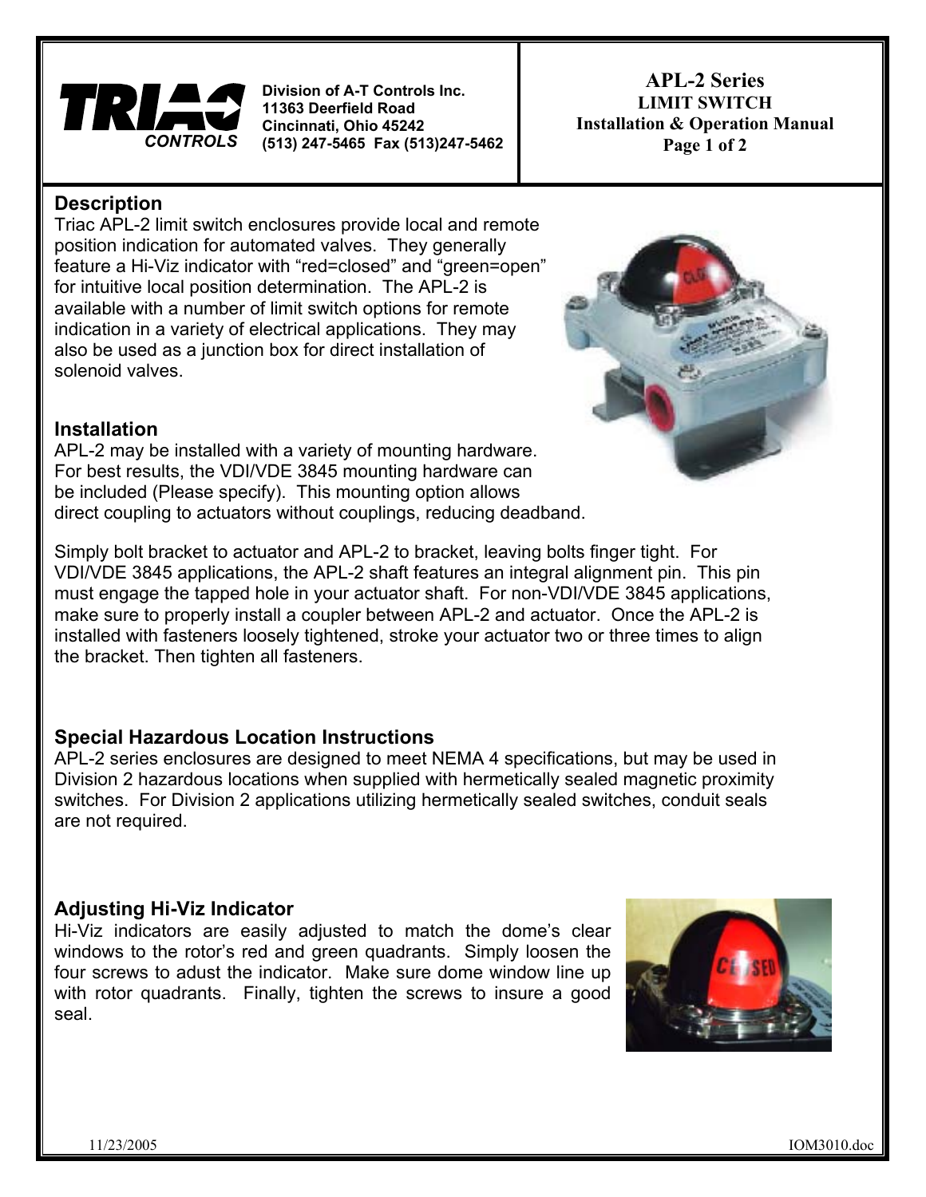**TRIAC CONTROLS**

Division of A-T Controls Inc.
11363 Deerfield Road
Cincinnati, Ohio 45242
(513) 247-5465 Fax (513)247-5462

**APL-2 Series**
**LIMIT SWITCH**
**Installation & Operation Manual**

## Description

Triac APL-2 limit switch enclosures provide local and remote position indication for automated valves. They generally feature a Hi-Viz indicator with "red=closed" and "green=open" for intuitive local position determination. The APL-2 is available with a number of limit switch options for remote indication in a variety of electrical applications. They may also be used as a junction box for direct installation of solenoid valves.

## Installation

APL-2 may be installed with a variety of mounting hardware. For best results, the VDI/VDE 3845 mounting hardware can be included (Please specify). This mounting option allows direct coupling to actuators without couplings, reducing deadband.

Simply bolt bracket to actuator and APL-2 to bracket, leaving bolts finger tight. For VDI/VDE 3845 applications, the APL-2 shaft features an integral alignment pin. This pin must engage the tapped hole in your actuator shaft. For non-VDI/VDE 3845 applications, make sure to properly install a coupler between APL-2 and actuator. Once the APL-2 is installed with fasteners loosely tightened, stroke your actuator two or three times to align the bracket. Then tighten all fasteners.

## Special Hazardous Location Instructions

APL-2 series enclosures are designed to meet NEMA 4 specifications, but may be used in Division 2 hazardous locations when supplied with hermetically sealed magnetic proximity switches. For Division 2 applications utilizing hermetically sealed switches, conduit seals are not required.

## Adjusting Hi-Viz Indicator

Hi-Viz indicators are easily adjusted to match the dome's clear windows to the rotor's red and green quadrants. Simply loosen the four screws to adust the indicator. Make sure dome window line up with rotor quadrants. Finally, tighten the screws to insure a good seal.

11/23/2005 IOM3010.doc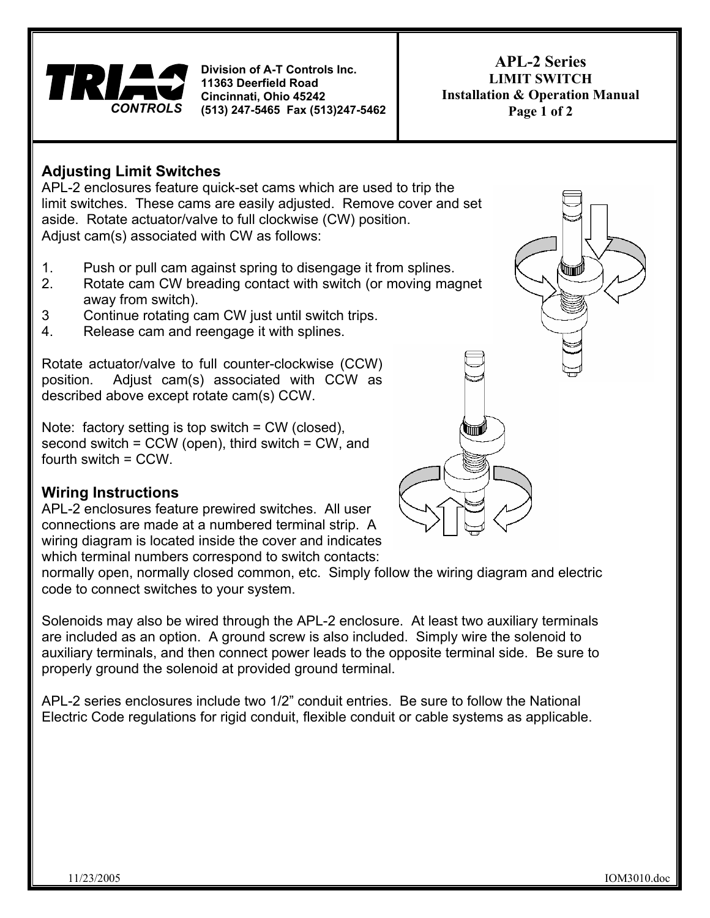**TRIAC CONTROLS**

Division of A-T Controls Inc.
11363 Deerfield Road
Cincinnati, Ohio 45242
(513) 247-5465 Fax (513)247-5462

**APL-2 Series**
**LIMIT SWITCH**
**Installation & Operation Manual**

## Adjusting Limit Switches

APL-2 enclosures feature quick-set cams which are used to trip the limit switches. These cams are easily adjusted. Remove cover and set aside. Rotate actuator/valve to full clockwise (CW) position. Adjust cam(s) associated with CW as follows:

1. Push or pull cam against spring to disengage it from splines.
2. Rotate cam CW breading contact with switch (or moving magnet away from switch).
3. Continue rotating cam CW just until switch trips.
4. Release cam and reengage it with splines.

Rotate actuator/valve to full counter-clockwise (CCW) position. Adjust cam(s) associated with CCW as described above except rotate cam(s) CCW.

Note: factory setting is top switch = CW (closed), second switch = CCW (open), third switch = CW, and fourth switch = CCW.

## Wiring Instructions

APL-2 enclosures feature prewired switches. All user connections are made at a numbered terminal strip. A wiring diagram is located inside the cover and indicates which terminal numbers correspond to switch contacts: normally open, normally closed common, etc. Simply follow the wiring diagram and electric code to connect switches to your system.

Solenoids may also be wired through the APL-2 enclosure. At least two auxiliary terminals are included as an option. A ground screw is also included. Simply wire the solenoid to auxiliary terminals, and then connect power leads to the opposite terminal side. Be sure to properly ground the solenoid at provided ground terminal.

APL-2 series enclosures include two 1/2" conduit entries. Be sure to follow the National Electric Code regulations for rigid conduit, flexible conduit or cable systems as applicable.

11/23/2005 IOM3010.doc